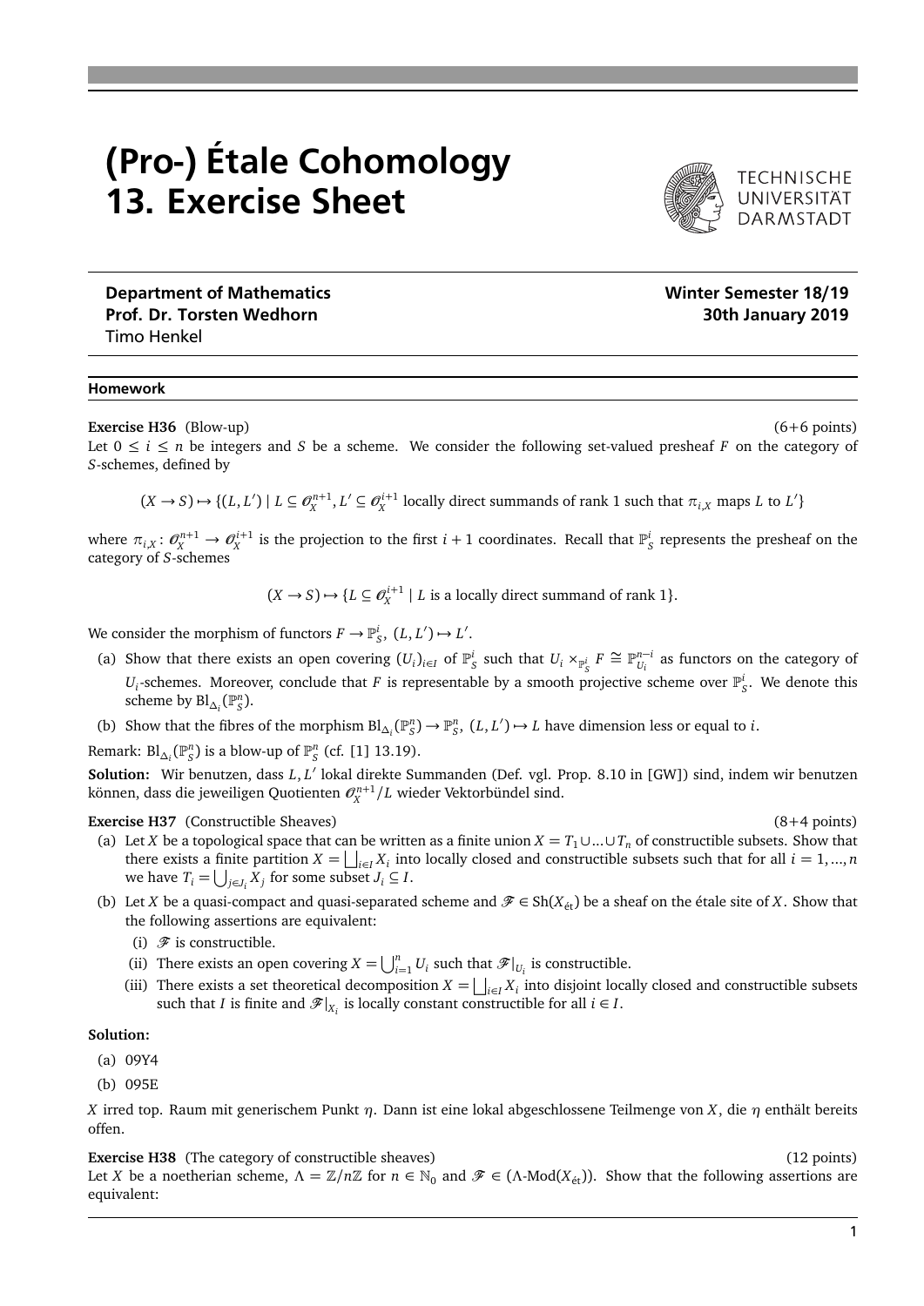# (Pro-) Étale Cohomology
# 13. Exercise Sheet

TECHNISCHE UNIVERSITÄT DARMSTADT

**Department of Mathematics** **Winter Semester 18/19**
**Prof. Dr. Torsten Wedhorn** **30th January 2019**
Timo Henkel

---

**Homework**

**Exercise H36** (Blow-up) (6+6 points)
Let $0 \leq i \leq n$ be integers and $S$ be a scheme. We consider the following set-valued presheaf $F$ on the category of $S$-schemes, defined by

$$(X \to S) \mapsto \{(L, L') \mid L \subseteq \mathcal{O}_X^{n+1}, L' \subseteq \mathcal{O}_X^{i+1} \text{ locally direct summands of rank 1 such that } \pi_{i,X} \text{ maps } L \text{ to } L'\}$$

where $\pi_{i,X} \colon \mathcal{O}_X^{n+1} \to \mathcal{O}_X^{i+1}$ is the projection to the first $i+1$ coordinates. Recall that $\mathbb{P}_S^i$ represents the presheaf on the category of $S$-schemes

$$(X \to S) \mapsto \{L \subseteq \mathcal{O}_X^{i+1} \mid L \text{ is a locally direct summand of rank 1}\}.$$

We consider the morphism of functors $F \to \mathbb{P}_S^i$, $(L, L') \mapsto L'$.

(a) Show that there exists an open covering $(U_i)_{i \in I}$ of $\mathbb{P}_S^i$ such that $U_i \times_{\mathbb{P}_S^i} F \cong \mathbb{P}_{U_i}^{n-i}$ as functors on the category of $U_i$-schemes. Moreover, conclude that $F$ is representable by a smooth projective scheme over $\mathbb{P}_S^i$. We denote this scheme by $\mathrm{Bl}_{\Delta_i}(\mathbb{P}_S^n)$.

(b) Show that the fibres of the morphism $\mathrm{Bl}_{\Delta_i}(\mathbb{P}_S^n) \to \mathbb{P}_S^n$, $(L, L') \mapsto L$ have dimension less or equal to $i$.

Remark: $\mathrm{Bl}_{\Delta_i}(\mathbb{P}_S^n)$ is a blow-up of $\mathbb{P}_S^n$ (cf. [1] 13.19).

**Solution:** Wir benutzen, dass $L, L'$ lokal direkte Summanden (Def. vgl. Prop. 8.10 in [GW]) sind, indem wir benutzen können, dass die jeweiligen Quotienten $\mathcal{O}_X^{n+1}/L$ wieder Vektorbündel sind.

**Exercise H37** (Constructible Sheaves) (8+4 points)

(a) Let $X$ be a topological space that can be written as a finite union $X = T_1 \cup \ldots \cup T_n$ of constructible subsets. Show that there exists a finite partition $X = \bigsqcup_{i \in I} X_i$ into locally closed and constructible subsets such that for all $i = 1, \ldots, n$ we have $T_i = \bigcup_{j \in J_i} X_j$ for some subset $J_i \subseteq I$.

(b) Let $X$ be a quasi-compact and quasi-separated scheme and $\mathscr{F} \in \mathrm{Sh}(X_{\acute{e}t})$ be a sheaf on the étale site of $X$. Show that the following assertions are equivalent:

   (i) $\mathscr{F}$ is constructible.

   (ii) There exists an open covering $X = \bigcup_{i=1}^n U_i$ such that $\mathscr{F}|_{U_i}$ is constructible.

   (iii) There exists a set theoretical decomposition $X = \bigsqcup_{i \in I} X_i$ into disjoint locally closed and constructible subsets such that $I$ is finite and $\mathscr{F}|_{X_i}$ is locally constant constructible for all $i \in I$.

**Solution:**

(a) 09Y4

(b) 095E

$X$ irred top. Raum mit generischem Punkt $\eta$. Dann ist eine lokal abgeschlossene Teilmenge von $X$, die $\eta$ enthält bereits offen.

**Exercise H38** (The category of constructible sheaves) (12 points)
Let $X$ be a noetherian scheme, $\Lambda = \mathbb{Z}/n\mathbb{Z}$ for $n \in \mathbb{N}_0$ and $\mathscr{F} \in (\Lambda\text{-Mod}(X_{\acute{e}t}))$. Show that the following assertions are equivalent: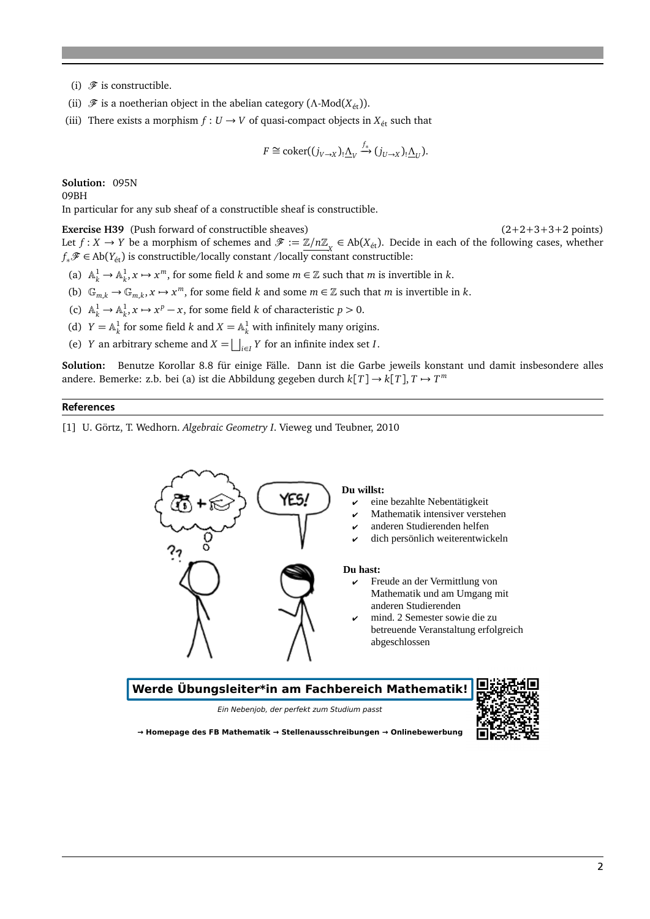(i) $\mathscr{F}$ is constructible.

(ii) $\mathscr{F}$ is a noetherian object in the abelian category $(\Lambda\text{-Mod}(X_{\text{ét}}))$.

(iii) There exists a morphism $f : U \to V$ of quasi-compact objects in $X_{\text{ét}}$ such that

$$F \cong \operatorname{coker}((j_{V\to X})_!\underline{\Lambda}_V \xrightarrow{f_*} (j_{U\to X})_!\underline{\Lambda}_U).$$

**Solution:** 095N
09BH
In particular for any sub sheaf of a constructible sheaf is constructible.

**Exercise H39** (Push forward of constructible sheaves) (2+2+3+3+2 points)
Let $f : X \to Y$ be a morphism of schemes and $\mathscr{F} := \underline{\mathbb{Z}/n\mathbb{Z}}_X \in \mathrm{Ab}(X_{\text{ét}})$. Decide in each of the following cases, whether $f_*\mathscr{F} \in \mathrm{Ab}(Y_{\text{ét}})$ is constructible/locally constant /locally constant constructible:

(a) $\mathbb{A}^1_k \to \mathbb{A}^1_k, x \mapsto x^m$, for some field $k$ and some $m \in \mathbb{Z}$ such that $m$ is invertible in $k$.

(b) $\mathbb{G}_{m,k} \to \mathbb{G}_{m,k}, x \mapsto x^m$, for some field $k$ and some $m \in \mathbb{Z}$ such that $m$ is invertible in $k$.

(c) $\mathbb{A}^1_k \to \mathbb{A}^1_k, x \mapsto x^p - x$, for some field $k$ of characteristic $p > 0$.

(d) $Y = \mathbb{A}^1_k$ for some field $k$ and $X = \mathbb{A}^1_k$ with infinitely many origins.

(e) $Y$ an arbitrary scheme and $X = \bigsqcup_{i\in I} Y$ for an infinite index set $I$.

**Solution:** Benutze Korollar 8.8 für einige Fälle. Dann ist die Garbe jeweils konstant und damit insbesondere alles andere. Bemerke: z.b. bei (a) ist die Abbildung gegeben durch $k[T] \to k[T], T \mapsto T^m$

## References

[1] U. Görtz, T. Wedhorn. *Algebraic Geometry I*. Vieweg und Teubner, 2010

**Du willst:**
- eine bezahlte Nebentätigkeit
- Mathematik intensiver verstehen
- anderen Studierenden helfen
- dich persönlich weiterentwickeln

**Du hast:**
- Freude an der Vermittlung von Mathematik und am Umgang mit anderen Studierenden
- mind. 2 Semester sowie die zu betreuende Veranstaltung erfolgreich abgeschlossen

**Werde Übungsleiter*in am Fachbereich Mathematik!**

*Ein Nebenjob, der perfekt zum Studium passt*

**→ Homepage des FB Mathematik → Stellenausschreibungen → Onlinebewerbung**